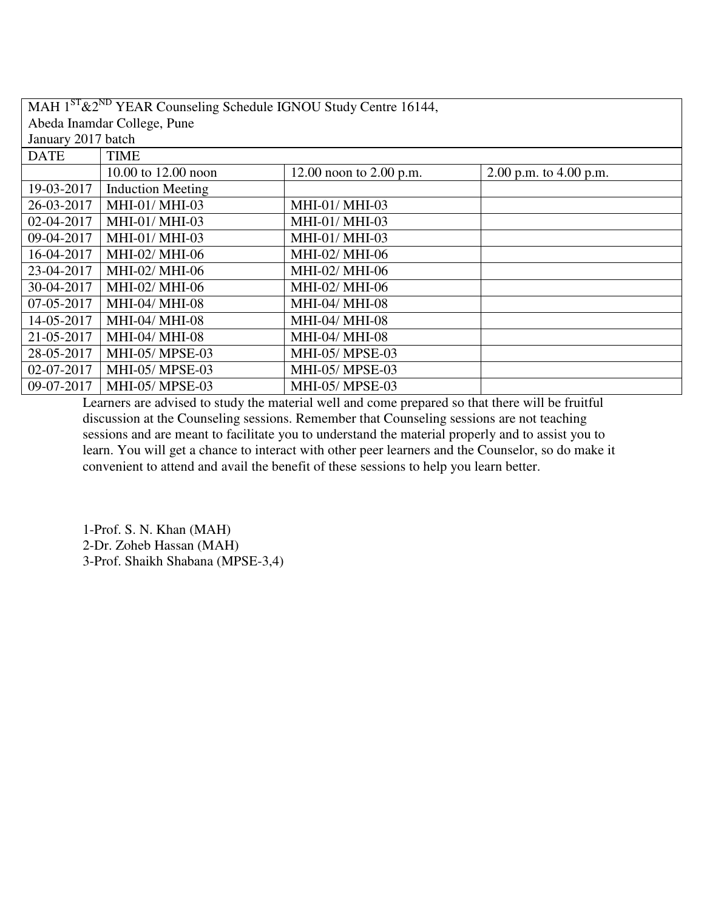MAH 1[ST]&2[ND] YEAR Counseling Schedule IGNOU Study Centre 16144,
Abeda Inamdar College, Pune
January 2017 batch

| DATE | TIME | | |
|---|---|---|---|
| | 10.00 to 12.00 noon | 12.00 noon to 2.00 p.m. | 2.00 p.m. to 4.00 p.m. |
| 19-03-2017 | Induction Meeting | | |
| 26-03-2017 | MHI-01/ MHI-03 | MHI-01/ MHI-03 | |
| 02-04-2017 | MHI-01/ MHI-03 | MHI-01/ MHI-03 | |
| 09-04-2017 | MHI-01/ MHI-03 | MHI-01/ MHI-03 | |
| 16-04-2017 | MHI-02/ MHI-06 | MHI-02/ MHI-06 | |
| 23-04-2017 | MHI-02/ MHI-06 | MHI-02/ MHI-06 | |
| 30-04-2017 | MHI-02/ MHI-06 | MHI-02/ MHI-06 | |
| 07-05-2017 | MHI-04/ MHI-08 | MHI-04/ MHI-08 | |
| 14-05-2017 | MHI-04/ MHI-08 | MHI-04/ MHI-08 | |
| 21-05-2017 | MHI-04/ MHI-08 | MHI-04/ MHI-08 | |
| 28-05-2017 | MHI-05/ MPSE-03 | MHI-05/ MPSE-03 | |
| 02-07-2017 | MHI-05/ MPSE-03 | MHI-05/ MPSE-03 | |
| 09-07-2017 | MHI-05/ MPSE-03 | MHI-05/ MPSE-03 | |

Learners are advised to study the material well and come prepared so that there will be fruitful discussion at the Counseling sessions. Remember that Counseling sessions are not teaching sessions and are meant to facilitate you to understand the material properly and to assist you to learn. You will get a chance to interact with other peer learners and the Counselor, so do make it convenient to attend and avail the benefit of these sessions to help you learn better.

1-Prof. S. N. Khan (MAH)
2-Dr. Zoheb Hassan (MAH)
3-Prof. Shaikh Shabana (MPSE-3,4)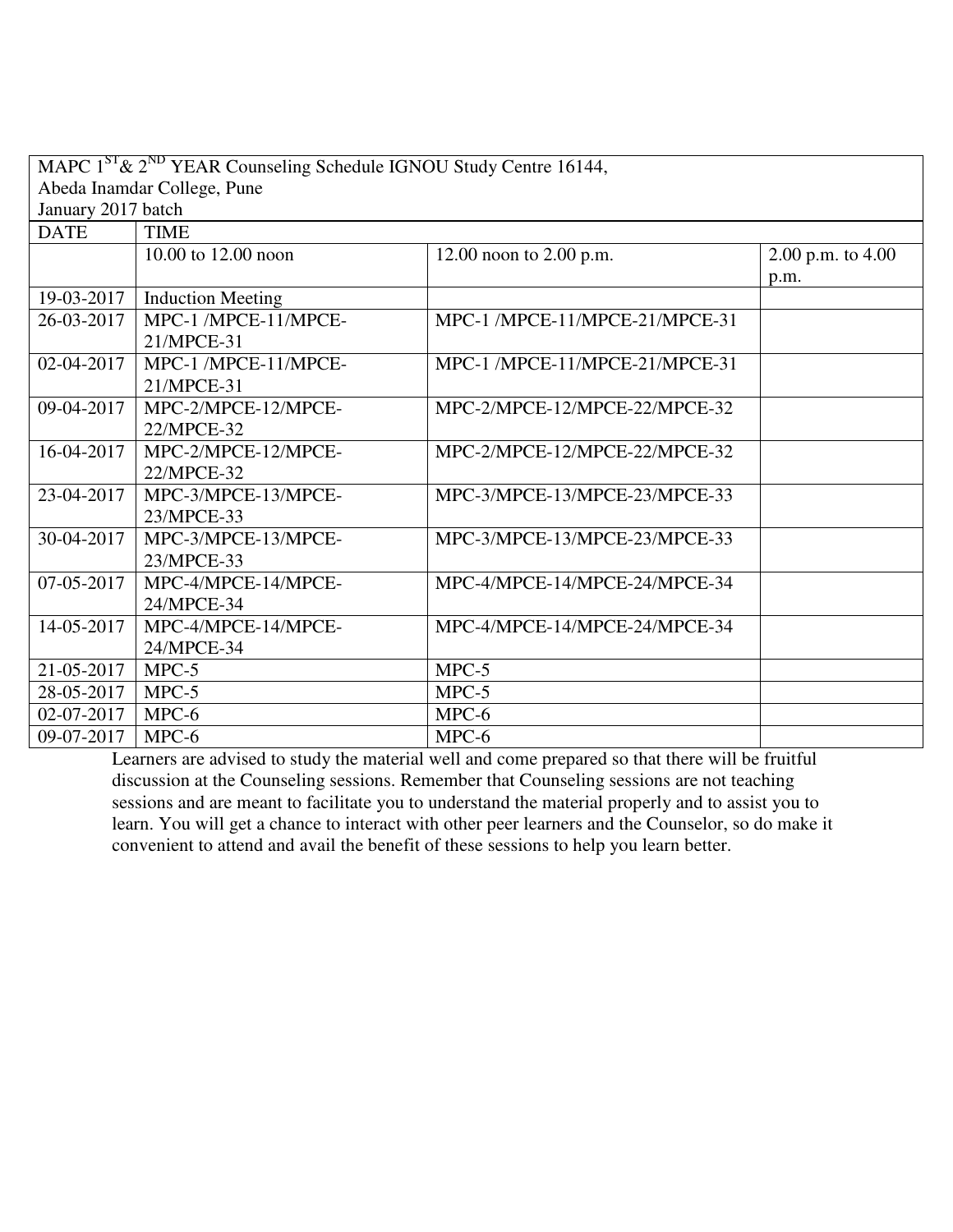MAPC 1[ST] & 2[ND] YEAR Counseling Schedule IGNOU Study Centre 16144,
Abeda Inamdar College, Pune
January 2017 batch

| DATE | TIME | | |
|---|---|---|---|
| | 10.00 to 12.00 noon | 12.00 noon to 2.00 p.m. | 2.00 p.m. to 4.00 p.m. |
| 19-03-2017 | Induction Meeting | | |
| 26-03-2017 | MPC-1 /MPCE-11/MPCE-21/MPCE-31 | MPC-1 /MPCE-11/MPCE-21/MPCE-31 | |
| 02-04-2017 | MPC-1 /MPCE-11/MPCE-21/MPCE-31 | MPC-1 /MPCE-11/MPCE-21/MPCE-31 | |
| 09-04-2017 | MPC-2/MPCE-12/MPCE-22/MPCE-32 | MPC-2/MPCE-12/MPCE-22/MPCE-32 | |
| 16-04-2017 | MPC-2/MPCE-12/MPCE-22/MPCE-32 | MPC-2/MPCE-12/MPCE-22/MPCE-32 | |
| 23-04-2017 | MPC-3/MPCE-13/MPCE-23/MPCE-33 | MPC-3/MPCE-13/MPCE-23/MPCE-33 | |
| 30-04-2017 | MPC-3/MPCE-13/MPCE-23/MPCE-33 | MPC-3/MPCE-13/MPCE-23/MPCE-33 | |
| 07-05-2017 | MPC-4/MPCE-14/MPCE-24/MPCE-34 | MPC-4/MPCE-14/MPCE-24/MPCE-34 | |
| 14-05-2017 | MPC-4/MPCE-14/MPCE-24/MPCE-34 | MPC-4/MPCE-14/MPCE-24/MPCE-34 | |
| 21-05-2017 | MPC-5 | MPC-5 | |
| 28-05-2017 | MPC-5 | MPC-5 | |
| 02-07-2017 | MPC-6 | MPC-6 | |
| 09-07-2017 | MPC-6 | MPC-6 | |

Learners are advised to study the material well and come prepared so that there will be fruitful discussion at the Counseling sessions. Remember that Counseling sessions are not teaching sessions and are meant to facilitate you to understand the material properly and to assist you to learn. You will get a chance to interact with other peer learners and the Counselor, so do make it convenient to attend and avail the benefit of these sessions to help you learn better.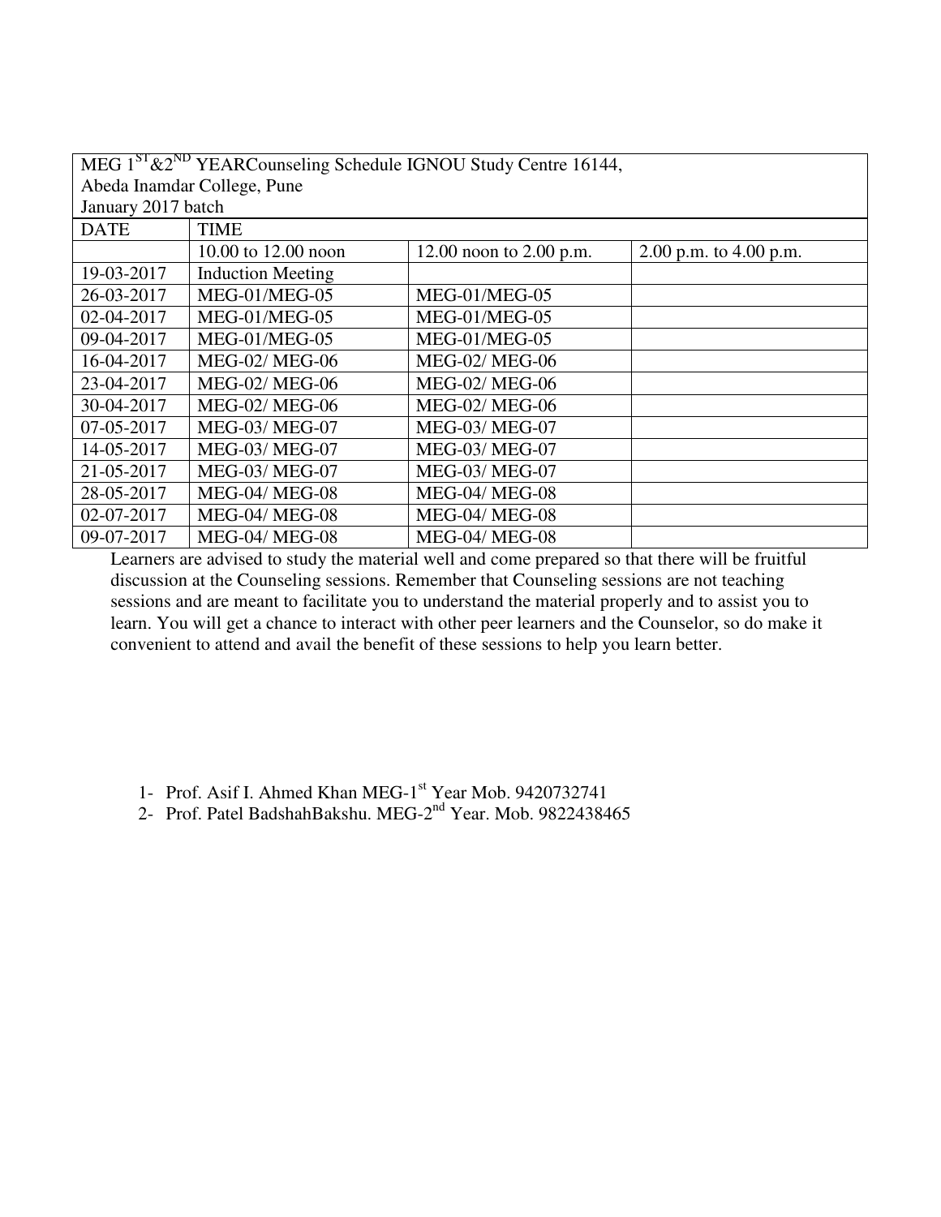| MEG 1ST&2ND YEARCounseling Schedule IGNOU Study Centre 16144, Abeda Inamdar College, Pune January 2017 batch | | | |
|---|---|---|---|
| DATE | TIME | | |
| | 10.00 to 12.00 noon | 12.00 noon to 2.00 p.m. | 2.00 p.m. to 4.00 p.m. |
| 19-03-2017 | Induction Meeting | | |
| 26-03-2017 | MEG-01/MEG-05 | MEG-01/MEG-05 | |
| 02-04-2017 | MEG-01/MEG-05 | MEG-01/MEG-05 | |
| 09-04-2017 | MEG-01/MEG-05 | MEG-01/MEG-05 | |
| 16-04-2017 | MEG-02/ MEG-06 | MEG-02/ MEG-06 | |
| 23-04-2017 | MEG-02/ MEG-06 | MEG-02/ MEG-06 | |
| 30-04-2017 | MEG-02/ MEG-06 | MEG-02/ MEG-06 | |
| 07-05-2017 | MEG-03/ MEG-07 | MEG-03/ MEG-07 | |
| 14-05-2017 | MEG-03/ MEG-07 | MEG-03/ MEG-07 | |
| 21-05-2017 | MEG-03/ MEG-07 | MEG-03/ MEG-07 | |
| 28-05-2017 | MEG-04/ MEG-08 | MEG-04/ MEG-08 | |
| 02-07-2017 | MEG-04/ MEG-08 | MEG-04/ MEG-08 | |
| 09-07-2017 | MEG-04/ MEG-08 | MEG-04/ MEG-08 | |

Learners are advised to study the material well and come prepared so that there will be fruitful discussion at the Counseling sessions. Remember that Counseling sessions are not teaching sessions and are meant to facilitate you to understand the material properly and to assist you to learn. You will get a chance to interact with other peer learners and the Counselor, so do make it convenient to attend and avail the benefit of these sessions to help you learn better.

1- Prof. Asif I. Ahmed Khan MEG-1st Year Mob. 9420732741
2- Prof. Patel BadshahBakshu. MEG-2nd Year. Mob. 9822438465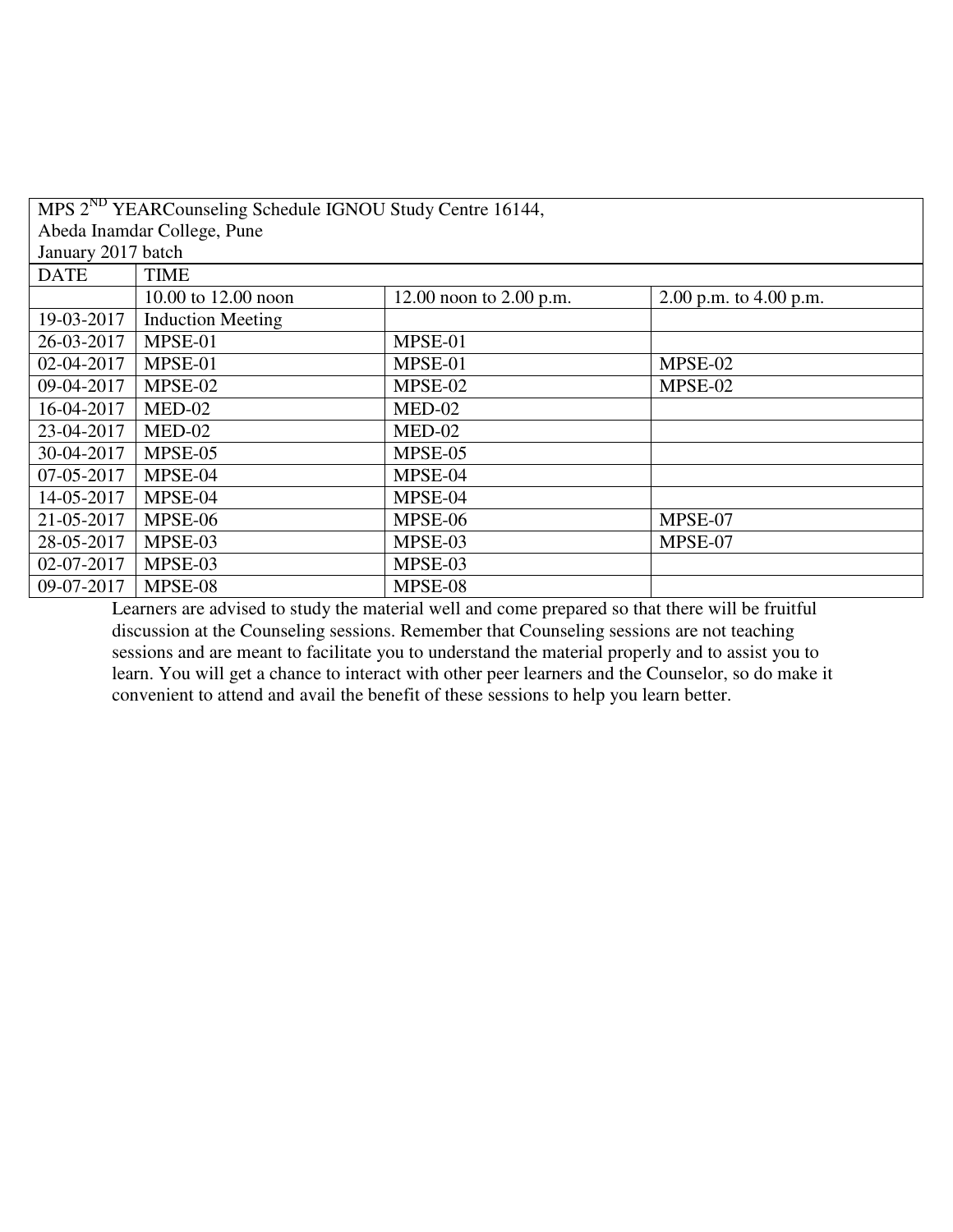MPS 2ND YEARCounseling Schedule IGNOU Study Centre 16144,
Abeda Inamdar College, Pune
January 2017 batch

| DATE | TIME | | |
|---|---|---|---|
| | 10.00 to 12.00 noon | 12.00 noon to 2.00 p.m. | 2.00 p.m. to 4.00 p.m. |
| 19-03-2017 | Induction Meeting | | |
| 26-03-2017 | MPSE-01 | MPSE-01 | |
| 02-04-2017 | MPSE-01 | MPSE-01 | MPSE-02 |
| 09-04-2017 | MPSE-02 | MPSE-02 | MPSE-02 |
| 16-04-2017 | MED-02 | MED-02 | |
| 23-04-2017 | MED-02 | MED-02 | |
| 30-04-2017 | MPSE-05 | MPSE-05 | |
| 07-05-2017 | MPSE-04 | MPSE-04 | |
| 14-05-2017 | MPSE-04 | MPSE-04 | |
| 21-05-2017 | MPSE-06 | MPSE-06 | MPSE-07 |
| 28-05-2017 | MPSE-03 | MPSE-03 | MPSE-07 |
| 02-07-2017 | MPSE-03 | MPSE-03 | |
| 09-07-2017 | MPSE-08 | MPSE-08 | |

Learners are advised to study the material well and come prepared so that there will be fruitful discussion at the Counseling sessions. Remember that Counseling sessions are not teaching sessions and are meant to facilitate you to understand the material properly and to assist you to learn. You will get a chance to interact with other peer learners and the Counselor, so do make it convenient to attend and avail the benefit of these sessions to help you learn better.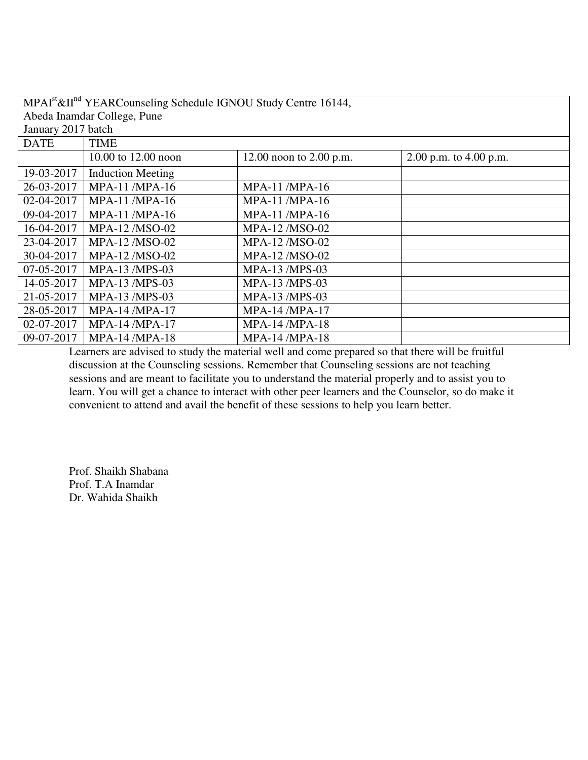| MPA I[st] & II[nd] YEAR Counseling Schedule IGNOU Study Centre 16144, Abeda Inamdar College, Pune January 2017 batch | | | |
|---|---|---|---|
| DATE | TIME | | |
| | 10.00 to 12.00 noon | 12.00 noon to 2.00 p.m. | 2.00 p.m. to 4.00 p.m. |
| 19-03-2017 | Induction Meeting | | |
| 26-03-2017 | MPA-11 /MPA-16 | MPA-11 /MPA-16 | |
| 02-04-2017 | MPA-11 /MPA-16 | MPA-11 /MPA-16 | |
| 09-04-2017 | MPA-11 /MPA-16 | MPA-11 /MPA-16 | |
| 16-04-2017 | MPA-12 /MSO-02 | MPA-12 /MSO-02 | |
| 23-04-2017 | MPA-12 /MSO-02 | MPA-12 /MSO-02 | |
| 30-04-2017 | MPA-12 /MSO-02 | MPA-12 /MSO-02 | |
| 07-05-2017 | MPA-13 /MPS-03 | MPA-13 /MPS-03 | |
| 14-05-2017 | MPA-13 /MPS-03 | MPA-13 /MPS-03 | |
| 21-05-2017 | MPA-13 /MPS-03 | MPA-13 /MPS-03 | |
| 28-05-2017 | MPA-14 /MPA-17 | MPA-14 /MPA-17 | |
| 02-07-2017 | MPA-14 /MPA-17 | MPA-14 /MPA-18 | |
| 09-07-2017 | MPA-14 /MPA-18 | MPA-14 /MPA-18 | |

Learners are advised to study the material well and come prepared so that there will be fruitful discussion at the Counseling sessions. Remember that Counseling sessions are not teaching sessions and are meant to facilitate you to understand the material properly and to assist you to learn. You will get a chance to interact with other peer learners and the Counselor, so do make it convenient to attend and avail the benefit of these sessions to help you learn better.

Prof. Shaikh Shabana  
Prof. T.A Inamdar  
Dr. Wahida Shaikh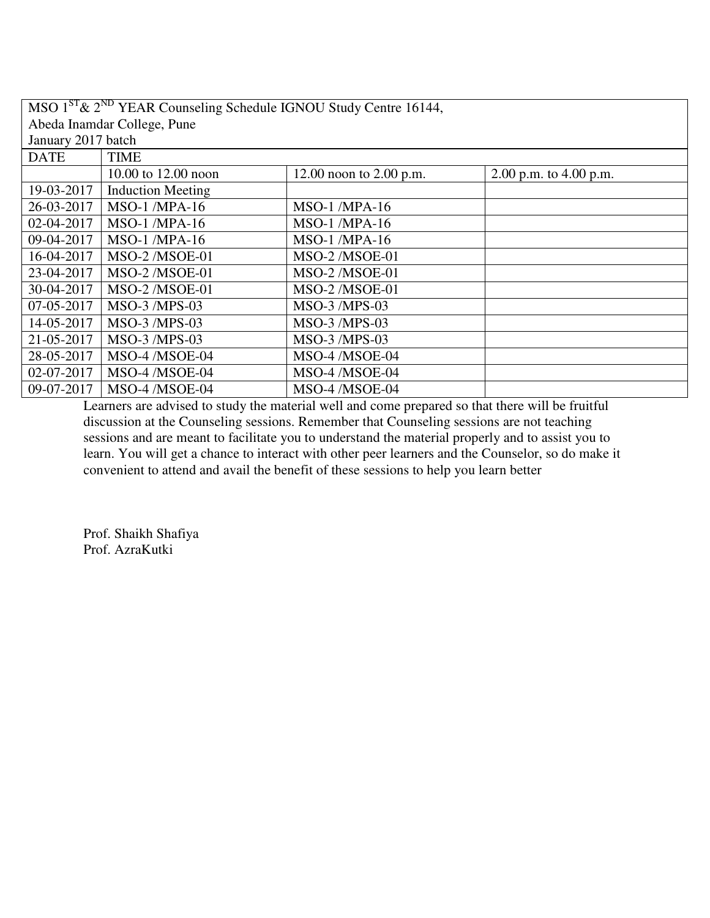MSO 1ST & 2ND YEAR Counseling Schedule IGNOU Study Centre 16144,
Abeda Inamdar College, Pune
January 2017 batch

| DATE | TIME | | |
|---|---|---|---|
| | 10.00 to 12.00 noon | 12.00 noon to 2.00 p.m. | 2.00 p.m. to 4.00 p.m. |
| 19-03-2017 | Induction Meeting | | |
| 26-03-2017 | MSO-1 /MPA-16 | MSO-1 /MPA-16 | |
| 02-04-2017 | MSO-1 /MPA-16 | MSO-1 /MPA-16 | |
| 09-04-2017 | MSO-1 /MPA-16 | MSO-1 /MPA-16 | |
| 16-04-2017 | MSO-2 /MSOE-01 | MSO-2 /MSOE-01 | |
| 23-04-2017 | MSO-2 /MSOE-01 | MSO-2 /MSOE-01 | |
| 30-04-2017 | MSO-2 /MSOE-01 | MSO-2 /MSOE-01 | |
| 07-05-2017 | MSO-3 /MPS-03 | MSO-3 /MPS-03 | |
| 14-05-2017 | MSO-3 /MPS-03 | MSO-3 /MPS-03 | |
| 21-05-2017 | MSO-3 /MPS-03 | MSO-3 /MPS-03 | |
| 28-05-2017 | MSO-4 /MSOE-04 | MSO-4 /MSOE-04 | |
| 02-07-2017 | MSO-4 /MSOE-04 | MSO-4 /MSOE-04 | |
| 09-07-2017 | MSO-4 /MSOE-04 | MSO-4 /MSOE-04 | |

Learners are advised to study the material well and come prepared so that there will be fruitful discussion at the Counseling sessions. Remember that Counseling sessions are not teaching sessions and are meant to facilitate you to understand the material properly and to assist you to learn. You will get a chance to interact with other peer learners and the Counselor, so do make it convenient to attend and avail the benefit of these sessions to help you learn better

Prof. Shaikh Shafiya
Prof. AzraKutki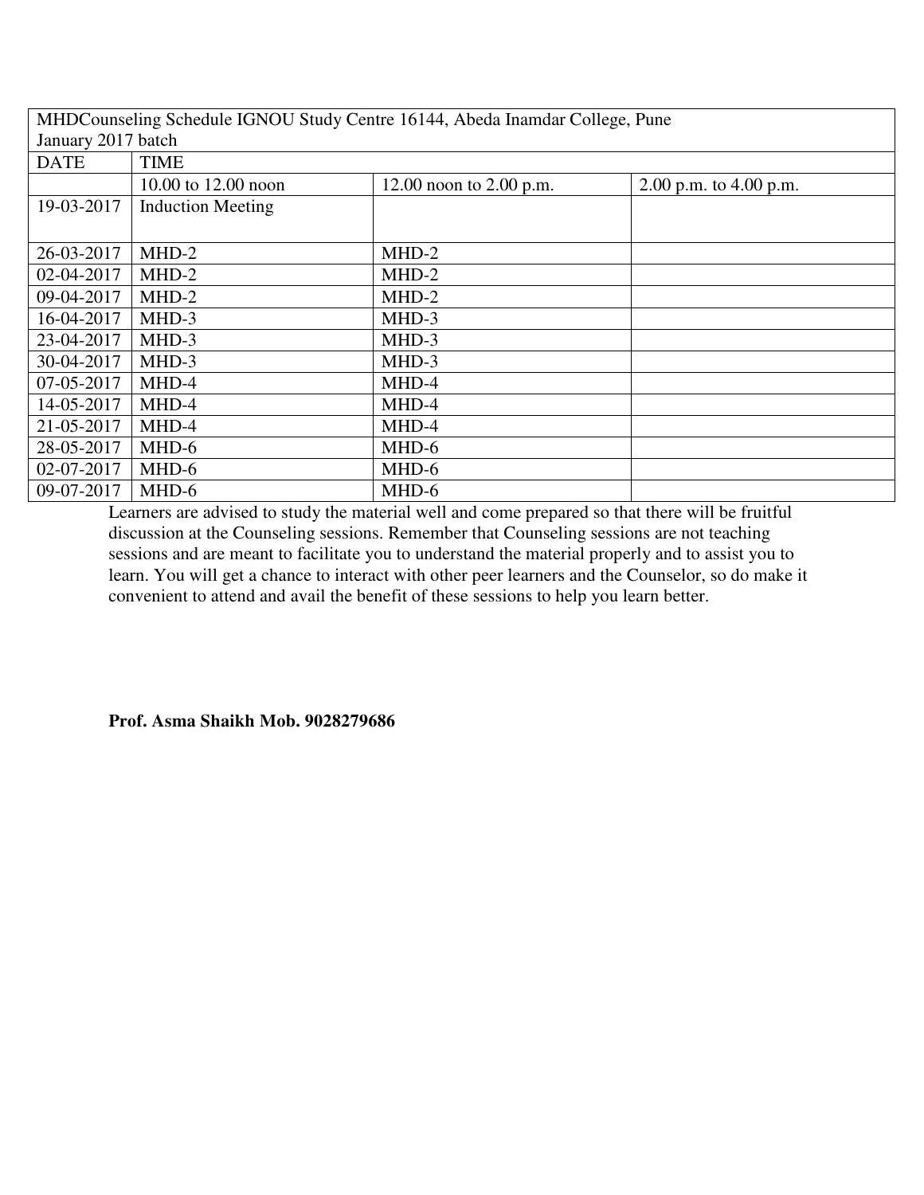| MHDCounseling Schedule IGNOU Study Centre 16144, Abeda Inamdar College, Pune<br>January 2017 batch | | | |
|---|---|---|---|
| DATE | TIME | | |
| | 10.00 to 12.00 noon | 12.00 noon to 2.00 p.m. | 2.00 p.m. to 4.00 p.m. |
| 19-03-2017 | Induction Meeting | | |
| 26-03-2017 | MHD-2 | MHD-2 | |
| 02-04-2017 | MHD-2 | MHD-2 | |
| 09-04-2017 | MHD-2 | MHD-2 | |
| 16-04-2017 | MHD-3 | MHD-3 | |
| 23-04-2017 | MHD-3 | MHD-3 | |
| 30-04-2017 | MHD-3 | MHD-3 | |
| 07-05-2017 | MHD-4 | MHD-4 | |
| 14-05-2017 | MHD-4 | MHD-4 | |
| 21-05-2017 | MHD-4 | MHD-4 | |
| 28-05-2017 | MHD-6 | MHD-6 | |
| 02-07-2017 | MHD-6 | MHD-6 | |
| 09-07-2017 | MHD-6 | MHD-6 | |

Learners are advised to study the material well and come prepared so that there will be fruitful discussion at the Counseling sessions. Remember that Counseling sessions are not teaching sessions and are meant to facilitate you to understand the material properly and to assist you to learn. You will get a chance to interact with other peer learners and the Counselor, so do make it convenient to attend and avail the benefit of these sessions to help you learn better.

**Prof. Asma Shaikh Mob. 9028279686**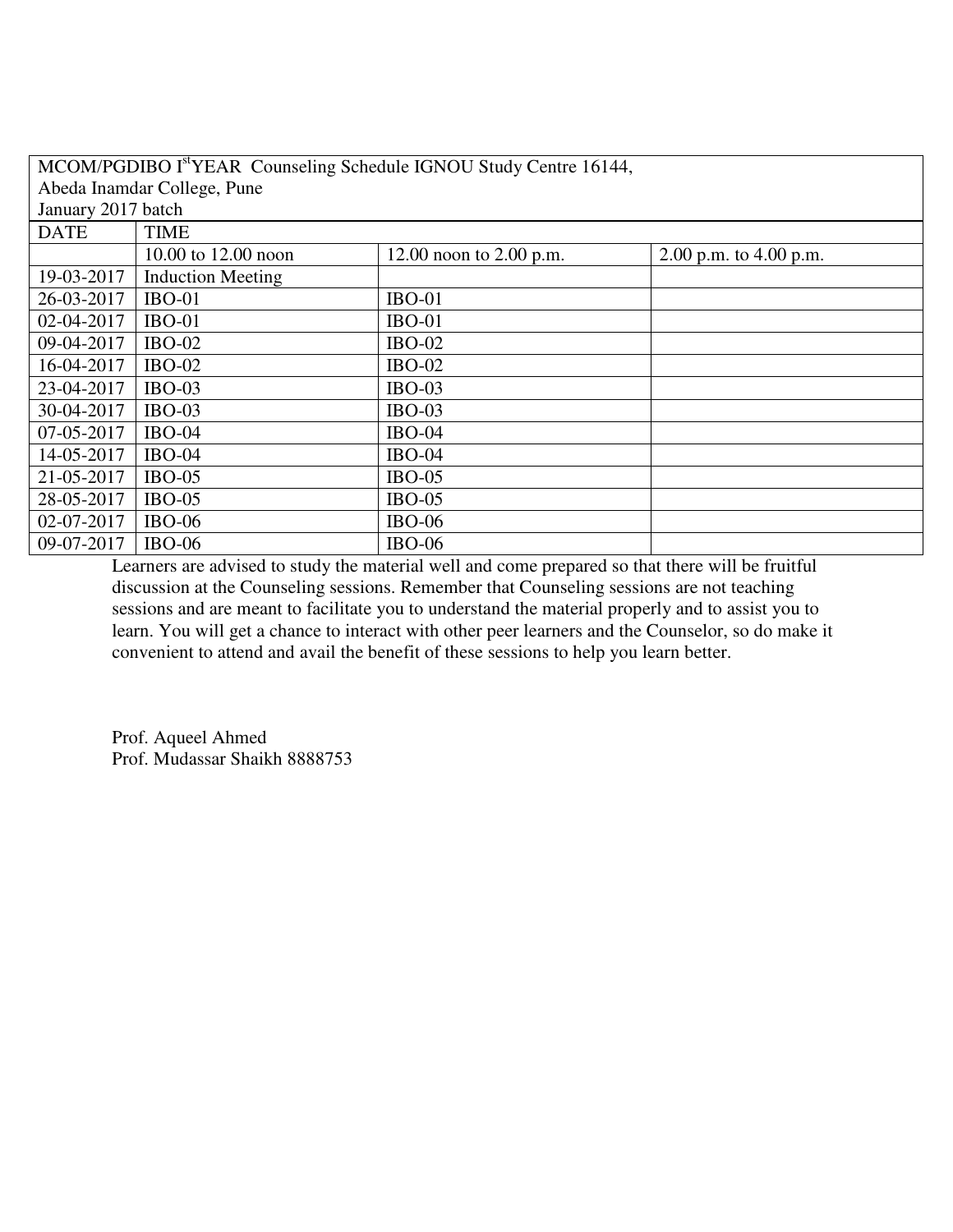| MCOM/PGDIBO I[st]YEAR Counseling Schedule IGNOU Study Centre 16144, Abeda Inamdar College, Pune January 2017 batch | | | |
|---|---|---|---|
| DATE | TIME | | |
| | 10.00 to 12.00 noon | 12.00 noon to 2.00 p.m. | 2.00 p.m. to 4.00 p.m. |
| 19-03-2017 | Induction Meeting | | |
| 26-03-2017 | IBO-01 | IBO-01 | |
| 02-04-2017 | IBO-01 | IBO-01 | |
| 09-04-2017 | IBO-02 | IBO-02 | |
| 16-04-2017 | IBO-02 | IBO-02 | |
| 23-04-2017 | IBO-03 | IBO-03 | |
| 30-04-2017 | IBO-03 | IBO-03 | |
| 07-05-2017 | IBO-04 | IBO-04 | |
| 14-05-2017 | IBO-04 | IBO-04 | |
| 21-05-2017 | IBO-05 | IBO-05 | |
| 28-05-2017 | IBO-05 | IBO-05 | |
| 02-07-2017 | IBO-06 | IBO-06 | |
| 09-07-2017 | IBO-06 | IBO-06 | |

Learners are advised to study the material well and come prepared so that there will be fruitful discussion at the Counseling sessions. Remember that Counseling sessions are not teaching sessions and are meant to facilitate you to understand the material properly and to assist you to learn. You will get a chance to interact with other peer learners and the Counselor, so do make it convenient to attend and avail the benefit of these sessions to help you learn better.

Prof. Aqueel Ahmed
Prof. Mudassar Shaikh 8888753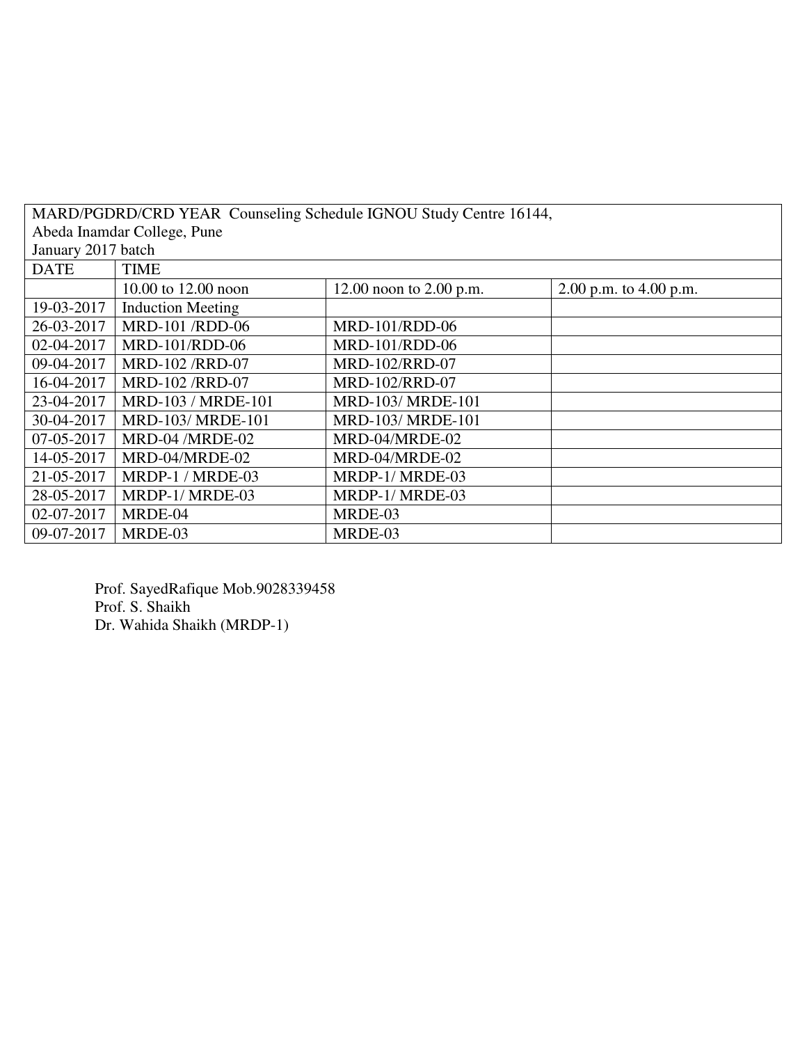MARD/PGDRD/CRD YEAR Counseling Schedule IGNOU Study Centre 16144,
Abeda Inamdar College, Pune
January 2017 batch

| DATE | TIME | | |
|---|---|---|---|
| | 10.00 to 12.00 noon | 12.00 noon to 2.00 p.m. | 2.00 p.m. to 4.00 p.m. |
| 19-03-2017 | Induction Meeting | | |
| 26-03-2017 | MRD-101 /RDD-06 | MRD-101/RDD-06 | |
| 02-04-2017 | MRD-101/RDD-06 | MRD-101/RDD-06 | |
| 09-04-2017 | MRD-102 /RRD-07 | MRD-102/RRD-07 | |
| 16-04-2017 | MRD-102 /RRD-07 | MRD-102/RRD-07 | |
| 23-04-2017 | MRD-103 / MRDE-101 | MRD-103/ MRDE-101 | |
| 30-04-2017 | MRD-103/ MRDE-101 | MRD-103/ MRDE-101 | |
| 07-05-2017 | MRD-04 /MRDE-02 | MRD-04/MRDE-02 | |
| 14-05-2017 | MRD-04/MRDE-02 | MRD-04/MRDE-02 | |
| 21-05-2017 | MRDP-1 / MRDE-03 | MRDP-1/ MRDE-03 | |
| 28-05-2017 | MRDP-1/ MRDE-03 | MRDP-1/ MRDE-03 | |
| 02-07-2017 | MRDE-04 | MRDE-03 | |
| 09-07-2017 | MRDE-03 | MRDE-03 | |

Prof. SayedRafique Mob.9028339458
Prof. S. Shaikh
Dr. Wahida Shaikh (MRDP-1)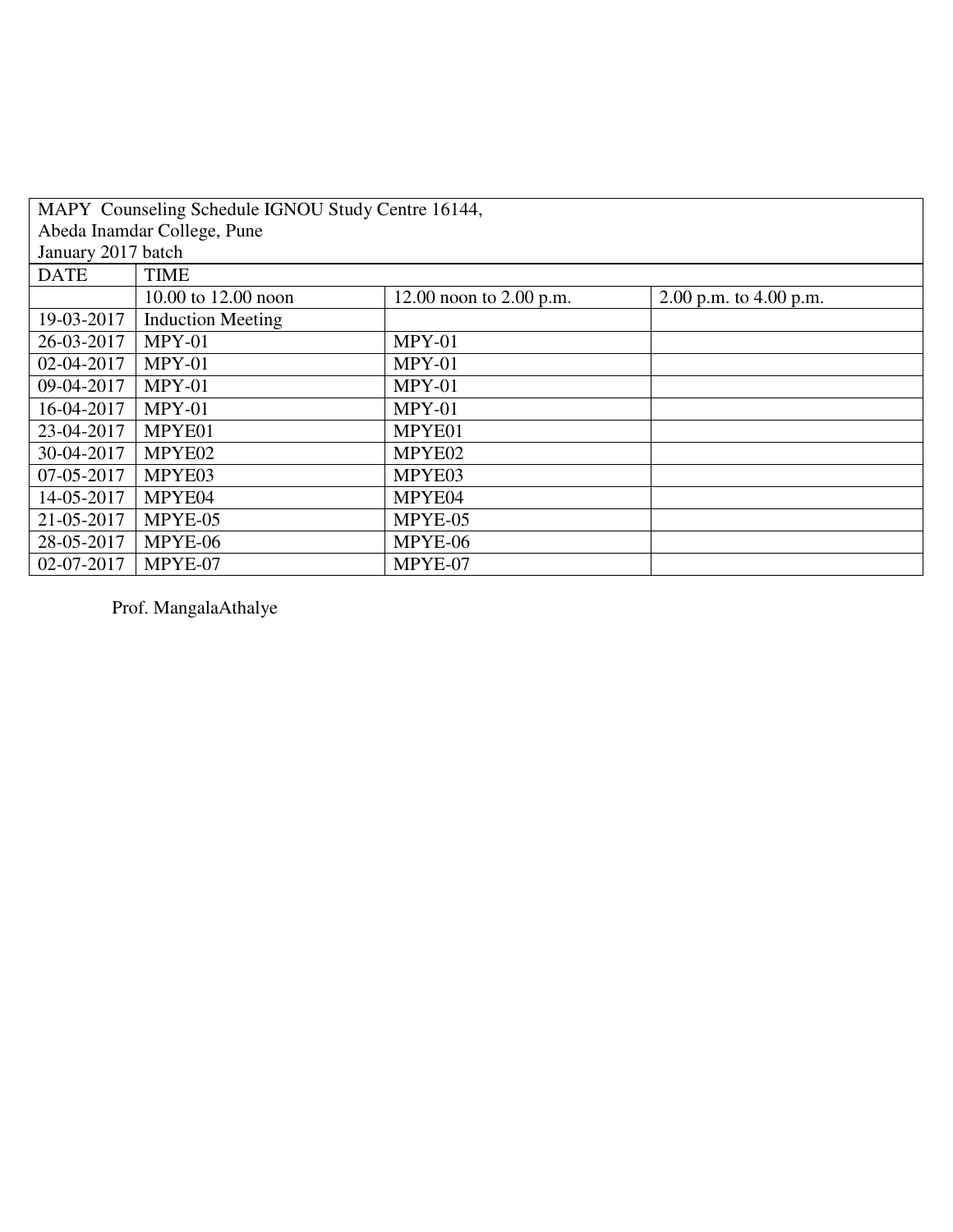MAPY Counseling Schedule IGNOU Study Centre 16144,
Abeda Inamdar College, Pune
January 2017 batch

| DATE | TIME | | |
|---|---|---|---|
| | 10.00 to 12.00 noon | 12.00 noon to 2.00 p.m. | 2.00 p.m. to 4.00 p.m. |
| 19-03-2017 | Induction Meeting | | |
| 26-03-2017 | MPY-01 | MPY-01 | |
| 02-04-2017 | MPY-01 | MPY-01 | |
| 09-04-2017 | MPY-01 | MPY-01 | |
| 16-04-2017 | MPY-01 | MPY-01 | |
| 23-04-2017 | MPYE01 | MPYE01 | |
| 30-04-2017 | MPYE02 | MPYE02 | |
| 07-05-2017 | MPYE03 | MPYE03 | |
| 14-05-2017 | MPYE04 | MPYE04 | |
| 21-05-2017 | MPYE-05 | MPYE-05 | |
| 28-05-2017 | MPYE-06 | MPYE-06 | |
| 02-07-2017 | MPYE-07 | MPYE-07 | |

Prof. MangalaAthalye